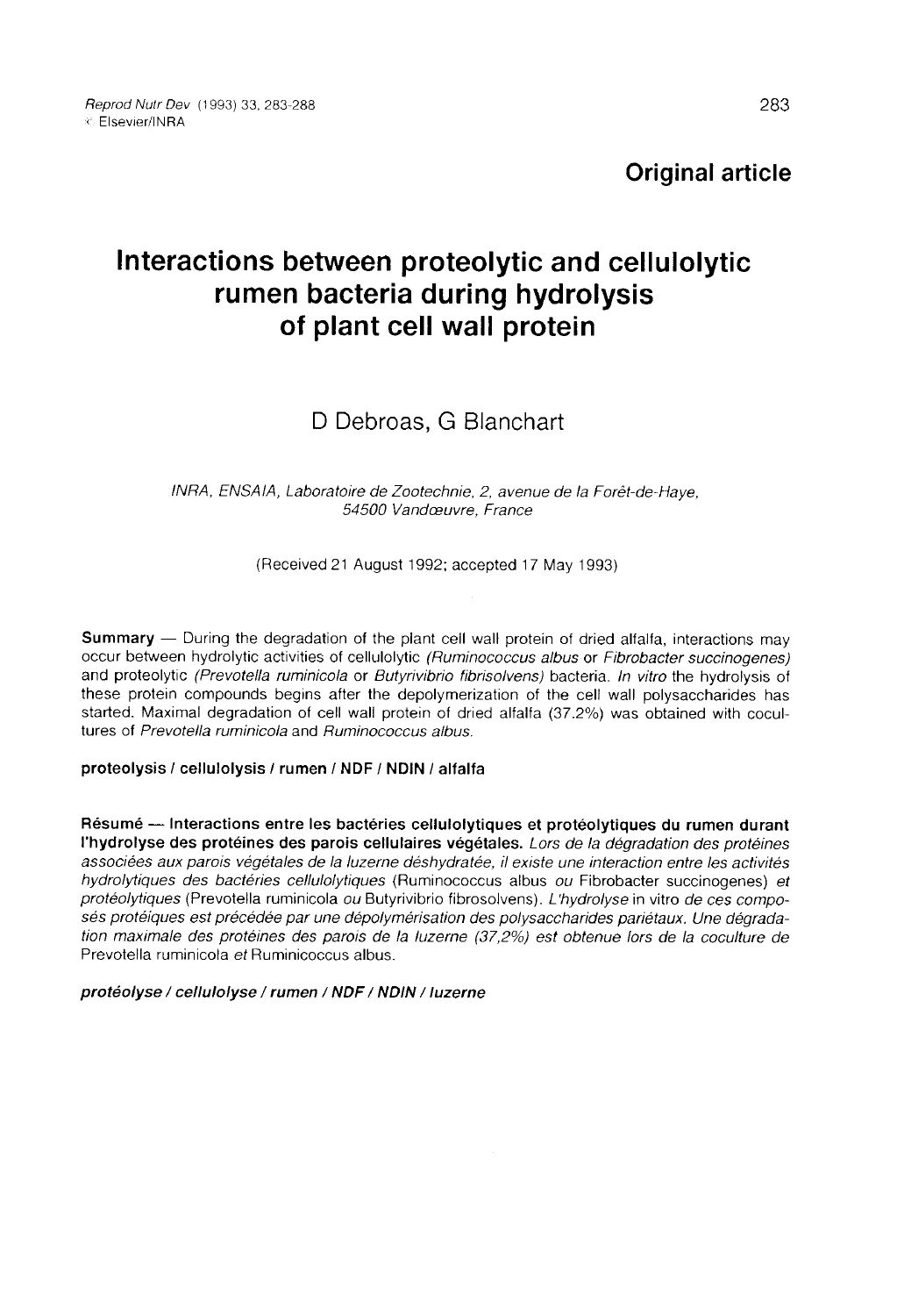Original article

# Interactions between proteolytic and cellulolytic rumen bacteria during hydrolysis of plant cell wall protein

D Debroas, G Blanchart

*INRA, ENSAIA, Laboratoire de Zootechnie, 2, avenue de la Forêt-de-Haye, 54500 Vandœuvre, France*

(Received 21 August 1992; accepted 17 May 1993)

**Summary** — During the degradation of the plant cell wall protein of dried alfalfa, interactions may occur between hydrolytic activities of cellulolytic *(Ruminococcus albus* or *Fibrobacter succinogenes)* and proteolytic *(Prevotella ruminicola* or *Butyrivibrio fibrisolvens)* bacteria. *In vitro* the hydrolysis of these protein compounds begins after the depolymerization of the cell wall polysaccharides has started. Maximal degradation of cell wall protein of dried alfalfa (37.2%) was obtained with cocultures of *Prevotella ruminicola* and *Ruminococcus albus*.

**proteolysis / cellulolysis / rumen / NDF / NDIN / alfalfa**

**Résumé — Interactions entre les bactéries cellulolytiques et protéolytiques du rumen durant l'hydrolyse des protéines des parois cellulaires végétales.** *Lors de la dégradation des protéines associées aux parois végétales de la luzerne déshydratée, il existe une interaction entre les activités hydrolytiques des bactéries cellulolytiques* (Ruminococcus albus *ou* Fibrobacter succinogenes) *et protéolytiques* (Prevotella ruminicola *ou* Butyrivibrio fibrosolvens). *L'hydrolyse* in vitro *de ces composés protéiques est précédée par une dépolymérisation des polysaccharides pariétaux. Une dégradation maximale des protéines des parois de la luzerne (37,2%) est obtenue lors de la coculture de* Prevotella ruminicola *et* Ruminicoccus albus.

***protéolyse / cellulolyse / rumen / NDF / NDIN / luzerne***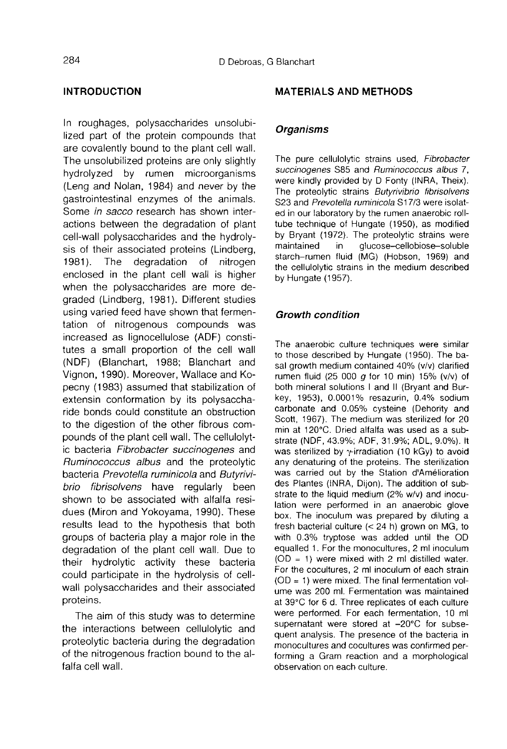## INTRODUCTION

In roughages, polysaccharides unsolubilized part of the protein compounds that are covalently bound to the plant cell wall. The unsolubilized proteins are only slightly hydrolyzed by rumen microorganisms (Leng and Nolan, 1984) and never by the gastrointestinal enzymes of the animals. Some *in sacco* research has shown interactions between the degradation of plant cell-wall polysaccharides and the hydrolysis of their associated proteins (Lindberg, 1981). The degradation of nitrogen enclosed in the plant cell wall is higher when the polysaccharides are more degraded (Lindberg, 1981). Different studies using varied feed have shown that fermentation of nitrogenous compounds was increased as lignocellulose (ADF) constitutes a small proportion of the cell wall (NDF) (Blanchart, 1988; Blanchart and Vignon, 1990). Moreover, Wallace and Kopecny (1983) assumed that stabilization of extensin conformation by its polysaccharide bonds could constitute an obstruction to the digestion of the other fibrous compounds of the plant cell wall. The cellulolytic bacteria *Fibrobacter succinogenes* and *Ruminococcus albus* and the proteolytic bacteria *Prevotella ruminicola* and *Butyrivibrio fibrisolvens* have regularly been shown to be associated with alfalfa residues (Miron and Yokoyama, 1990). These results lead to the hypothesis that both groups of bacteria play a major role in the degradation of the plant cell wall. Due to their hydrolytic activity these bacteria could participate in the hydrolysis of cell-wall polysaccharides and their associated proteins.

The aim of this study was to determine the interactions between cellulolytic and proteolytic bacteria during the degradation of the nitrogenous fraction bound to the alfalfa cell wall.

## MATERIALS AND METHODS

### Organisms

The pure cellulolytic strains used, *Fibrobacter succinogenes* S85 and *Ruminococcus albus* 7, were kindly provided by D Fonty (INRA, Theix). The proteolytic strains *Butyrivibrio fibrisolvens* S23 and *Prevotella ruminicola* S17/3 were isolated in our laboratory by the rumen anaerobic roll-tube technique of Hungate (1950), as modified by Bryant (1972). The proteolytic strains were maintained in glucose–cellobiose–soluble starch–rumen fluid (MG) (Hobson, 1969) and the cellulolytic strains in the medium described by Hungate (1957).

### Growth condition

The anaerobic culture techniques were similar to those described by Hungate (1950). The basal growth medium contained 40% (v/v) clarified rumen fluid (25 000 *g* for 10 min) 15% (v/v) of both mineral solutions I and II (Bryant and Burkey, 1953), 0.0001% resazurin, 0.4% sodium carbonate and 0.05% cysteine (Dehority and Scott, 1967). The medium was sterilized for 20 min at 120°C. Dried alfalfa was used as a substrate (NDF, 43.9%; ADF, 31.9%; ADL, 9.0%). It was sterilized by $\gamma$-irradiation (10 kGy) to avoid any denaturing of the proteins. The sterilization was carried out by the Station d'Amélioration des Plantes (INRA, Dijon). The addition of substrate to the liquid medium (2% w/v) and inoculation were performed in an anaerobic glove box. The inoculum was prepared by diluting a fresh bacterial culture (< 24 h) grown on MG, to with 0.3% tryptose was added until the OD equalled 1. For the monocultures, 2 ml inoculum (OD = 1) were mixed with 2 ml distilled water. For the cocultures, 2 ml inoculum of each strain (OD = 1) were mixed. The final fermentation volume was 200 ml. Fermentation was maintained at 39°C for 6 d. Three replicates of each culture were performed. For each fermentation, 10 ml supernatant were stored at –20°C for subsequent analysis. The presence of the bacteria in monocultures and cocultures was confirmed performing a Gram reaction and a morphological observation on each culture.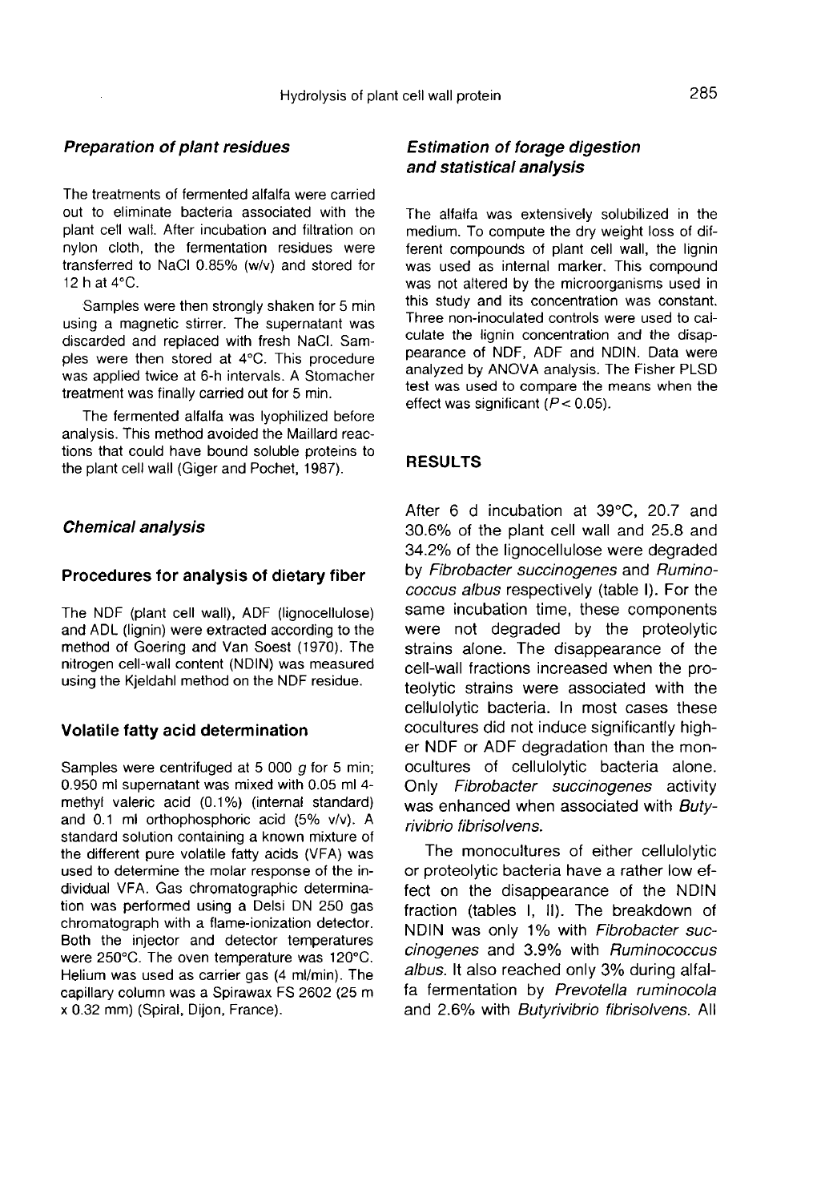### *Preparation of plant residues*

The treatments of fermented alfalfa were carried out to eliminate bacteria associated with the plant cell wall. After incubation and filtration on nylon cloth, the fermentation residues were transferred to NaCl 0.85% (w/v) and stored for 12 h at 4°C.

Samples were then strongly shaken for 5 min using a magnetic stirrer. The supernatant was discarded and replaced with fresh NaCl. Samples were then stored at 4°C. This procedure was applied twice at 6-h intervals. A Stomacher treatment was finally carried out for 5 min.

The fermented alfalfa was lyophilized before analysis. This method avoided the Maillard reactions that could have bound soluble proteins to the plant cell wall (Giger and Pochet, 1987).

### *Chemical analysis*

#### Procedures for analysis of dietary fiber

The NDF (plant cell wall), ADF (lignocellulose) and ADL (lignin) were extracted according to the method of Goering and Van Soest (1970). The nitrogen cell-wall content (NDIN) was measured using the Kjeldahl method on the NDF residue.

#### Volatile fatty acid determination

Samples were centrifuged at 5 000 *g* for 5 min; 0.950 ml supernatant was mixed with 0.05 ml 4-methyl valeric acid (0.1%) (internal standard) and 0.1 ml orthophosphoric acid (5% v/v). A standard solution containing a known mixture of the different pure volatile fatty acids (VFA) was used to determine the molar response of the individual VFA. Gas chromatographic determination was performed using a Delsi DN 250 gas chromatograph with a flame-ionization detector. Both the injector and detector temperatures were 250°C. The oven temperature was 120°C. Helium was used as carrier gas (4 ml/min). The capillary column was a Spirawax FS 2602 (25 m x 0.32 mm) (Spiral, Dijon, France).

### *Estimation of forage digestion and statistical analysis*

The alfalfa was extensively solubilized in the medium. To compute the dry weight loss of different compounds of plant cell wall, the lignin was used as internal marker. This compound was not altered by the microorganisms used in this study and its concentration was constant. Three non-inoculated controls were used to calculate the lignin concentration and the disappearance of NDF, ADF and NDIN. Data were analyzed by ANOVA analysis. The Fisher PLSD test was used to compare the means when the effect was significant ($P < 0.05$).

## RESULTS

After 6 d incubation at 39°C, 20.7 and 30.6% of the plant cell wall and 25.8 and 34.2% of the lignocellulose were degraded by *Fibrobacter succinogenes* and *Ruminococcus albus* respectively (table I). For the same incubation time, these components were not degraded by the proteolytic strains alone. The disappearance of the cell-wall fractions increased when the proteolytic strains were associated with the cellulolytic bacteria. In most cases these cocultures did not induce significantly higher NDF or ADF degradation than the monocultures of cellulolytic bacteria alone. Only *Fibrobacter succinogenes* activity was enhanced when associated with *Butyrivibrio fibrisolvens*.

The monocultures of either cellulolytic or proteolytic bacteria have a rather low effect on the disappearance of the NDIN fraction (tables I, II). The breakdown of NDIN was only 1% with *Fibrobacter succinogenes* and 3.9% with *Ruminococcus albus*. It also reached only 3% during alfalfa fermentation by *Prevotella ruminocola* and 2.6% with *Butyrivibrio fibrisolvens*. All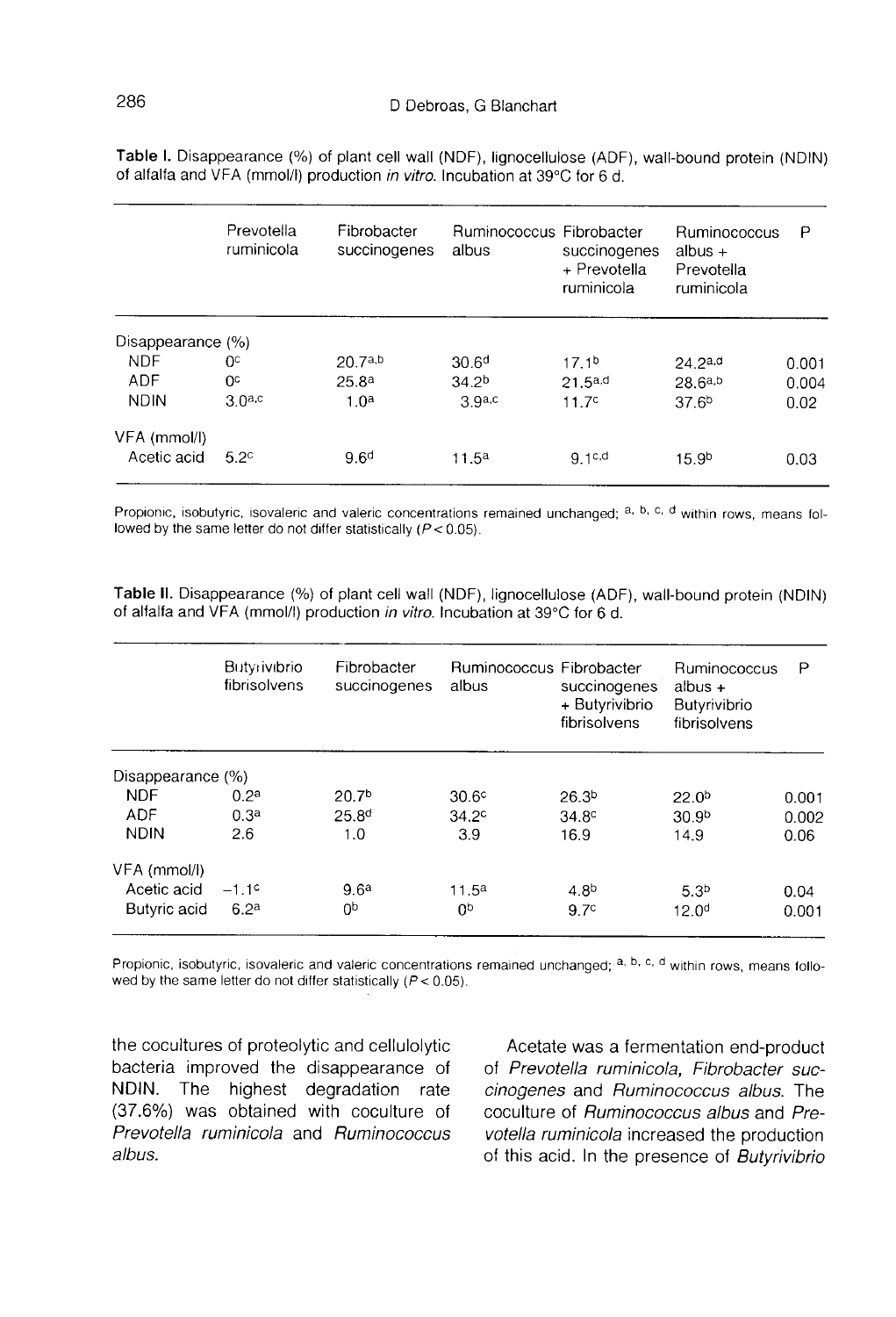**Table I.** Disappearance (%) of plant cell wall (NDF), lignocellulose (ADF), wall-bound protein (NDIN) of alfalfa and VFA (mmol/l) production *in vitro*. Incubation at 39°C for 6 d.

| | Prevotella ruminicola | Fibrobacter succinogenes | Ruminococcus albus | Fibrobacter succinogenes + Prevotella ruminicola | Ruminococcus albus + Prevotella ruminicola | P |
|---|---|---|---|---|---|---|
| Disappearance (%) | | | | | | |
| NDF | 0[c] | 20.7[a,b] | 30.6[d] | 17.1[b] | 24.2[a,d] | 0.001 |
| ADF | 0[c] | 25.8[a] | 34.2[b] | 21.5[a,d] | 28.6[a,b] | 0.004 |
| NDIN | 3.0[a,c] | 1.0[a] | 3.9[a,c] | 11.7[c] | 37.6[b] | 0.02 |
| VFA (mmol/l) | | | | | | |
| Acetic acid | 5.2[c] | 9.6[d] | 11.5[a] | 9.1[c,d] | 15.9[b] | 0.03 |

Propionic, isobutyric, isovaleric and valeric concentrations remained unchanged; [a, b, c, d] within rows, means followed by the same letter do not differ statistically ($P < 0.05$).

**Table II.** Disappearance (%) of plant cell wall (NDF), lignocellulose (ADF), wall-bound protein (NDIN) of alfalfa and VFA (mmol/l) production *in vitro*. Incubation at 39°C for 6 d.

| | Butyrivibrio fibrisolvens | Fibrobacter succinogenes | Ruminococcus albus | Fibrobacter succinogenes + Butyrivibrio fibrisolvens | Ruminococcus albus + Butyrivibrio fibrisolvens | P |
|---|---|---|---|---|---|---|
| Disappearance (%) | | | | | | |
| NDF | 0.2[a] | 20.7[b] | 30.6[c] | 26.3[b] | 22.0[b] | 0.001 |
| ADF | 0.3[a] | 25.8[d] | 34.2[c] | 34.8[c] | 30.9[b] | 0.002 |
| NDIN | 2.6 | 1.0 | 3.9 | 16.9 | 14.9 | 0.06 |
| VFA (mmol/l) | | | | | | |
| Acetic acid | −1.1[c] | 9.6[a] | 11.5[a] | 4.8[b] | 5.3[b] | 0.04 |
| Butyric acid | 6.2[a] | 0[b] | 0[b] | 9.7[c] | 12.0[d] | 0.001 |

Propionic, isobutyric, isovaleric and valeric concentrations remained unchanged; [a, b, c, d] within rows, means followed by the same letter do not differ statistically ($P < 0.05$).

the cocultures of proteolytic and cellulolytic bacteria improved the disappearance of NDIN. The highest degradation rate (37.6%) was obtained with coculture of *Prevotella ruminicola* and *Ruminococcus albus*.

Acetate was a fermentation end-product of *Prevotella ruminicola, Fibrobacter succinogenes* and *Ruminococcus albus*. The coculture of *Ruminococcus albus* and *Prevotella ruminicola* increased the production of this acid. In the presence of *Butyrivibrio*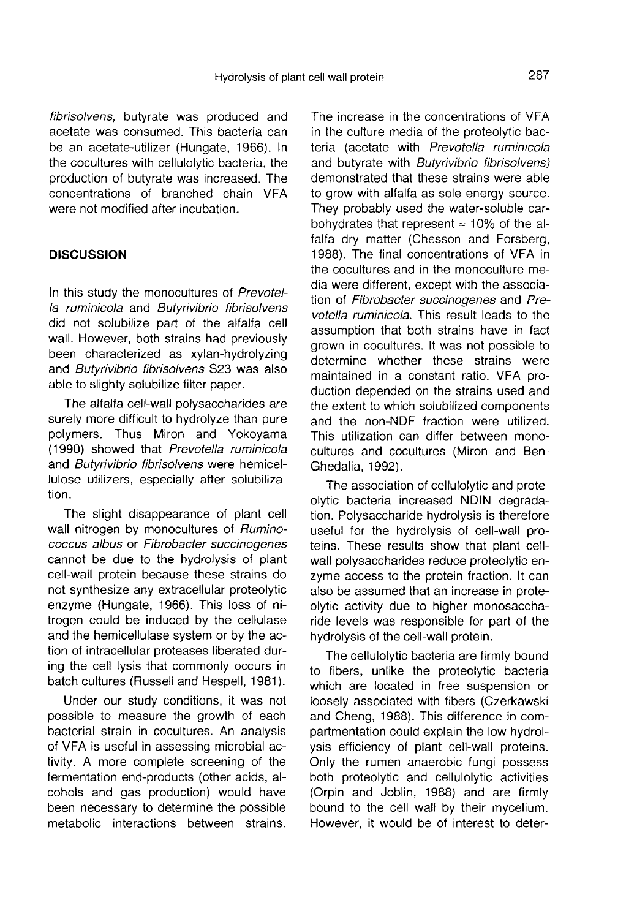*fibrisolvens*, butyrate was produced and acetate was consumed. This bacteria can be an acetate-utilizer (Hungate, 1966). In the cocultures with cellulolytic bacteria, the production of butyrate was increased. The concentrations of branched chain VFA were not modified after incubation.

## DISCUSSION

In this study the monocultures of *Prevotella ruminicola* and *Butyrivibrio fibrisolvens* did not solubilize part of the alfalfa cell wall. However, both strains had previously been characterized as xylan-hydrolyzing and *Butyrivibrio fibrisolvens* S23 was also able to slighty solubilize filter paper.

The alfalfa cell-wall polysaccharides are surely more difficult to hydrolyze than pure polymers. Thus Miron and Yokoyama (1990) showed that *Prevotella ruminicola* and *Butyrivibrio fibrisolvens* were hemicellulose utilizers, especially after solubilization.

The slight disappearance of plant cell wall nitrogen by monocultures of *Ruminococcus albus* or *Fibrobacter succinogenes* cannot be due to the hydrolysis of plant cell-wall protein because these strains do not synthesize any extracellular proteolytic enzyme (Hungate, 1966). This loss of nitrogen could be induced by the cellulase and the hemicellulase system or by the action of intracellular proteases liberated during the cell lysis that commonly occurs in batch cultures (Russell and Hespell, 1981).

Under our study conditions, it was not possible to measure the growth of each bacterial strain in cocultures. An analysis of VFA is useful in assessing microbial activity. A more complete screening of the fermentation end-products (other acids, alcohols and gas production) would have been necessary to determine the possible metabolic interactions between strains. The increase in the concentrations of VFA in the culture media of the proteolytic bacteria (acetate with *Prevotella ruminicola* and butyrate with *Butyrivibrio fibrisolvens)* demonstrated that these strains were able to grow with alfalfa as sole energy source. They probably used the water-soluble carbohydrates that represent ≈ 10% of the alfalfa dry matter (Chesson and Forsberg, 1988). The final concentrations of VFA in the cocultures and in the monoculture media were different, except with the association of *Fibrobacter succinogenes* and *Prevotella ruminicola*. This result leads to the assumption that both strains have in fact grown in cocultures. It was not possible to determine whether these strains were maintained in a constant ratio. VFA production depended on the strains used and the extent to which solubilized components and the non-NDF fraction were utilized. This utilization can differ between monocultures and cocultures (Miron and Ben-Ghedalia, 1992).

The association of cellulolytic and proteolytic bacteria increased NDIN degradation. Polysaccharide hydrolysis is therefore useful for the hydrolysis of cell-wall proteins. These results show that plant cell-wall polysaccharides reduce proteolytic enzyme access to the protein fraction. It can also be assumed that an increase in proteolytic activity due to higher monosaccharide levels was responsible for part of the hydrolysis of the cell-wall protein.

The cellulolytic bacteria are firmly bound to fibers, unlike the proteolytic bacteria which are located in free suspension or loosely associated with fibers (Czerkawski and Cheng, 1988). This difference in compartmentation could explain the low hydrolysis efficiency of plant cell-wall proteins. Only the rumen anaerobic fungi possess both proteolytic and cellulolytic activities (Orpin and Joblin, 1988) and are firmly bound to the cell wall by their mycelium. However, it would be of interest to deter-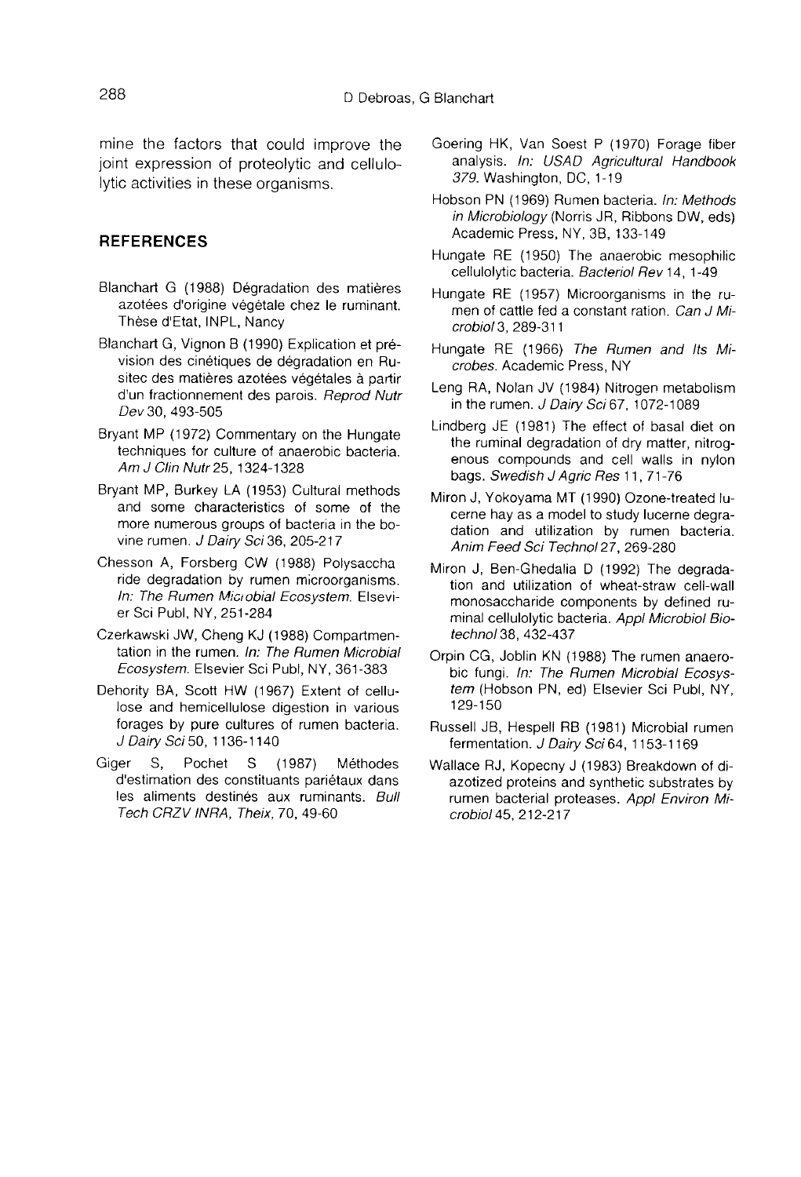mine the factors that could improve the joint expression of proteolytic and cellulolytic activities in these organisms.

## REFERENCES

Blanchart G (1988) Dégradation des matières azotées d'origine végétale chez le ruminant. Thèse d'Etat, INPL, Nancy

Blanchart G, Vignon B (1990) Explication et prévision des cinétiques de dégradation en Rusitec des matières azotées végétales à partir d'un fractionnement des parois. *Reprod Nutr Dev* 30, 493-505

Bryant MP (1972) Commentary on the Hungate techniques for culture of anaerobic bacteria. *Am J Clin Nutr* 25, 1324-1328

Bryant MP, Burkey LA (1953) Cultural methods and some characteristics of some of the more numerous groups of bacteria in the bovine rumen. *J Dairy Sci* 36, 205-217

Chesson A, Forsberg CW (1988) Polysaccharide degradation by rumen microorganisms. *In: The Rumen Microbial Ecosystem.* Elsevier Sci Publ, NY, 251-284

Czerkawski JW, Cheng KJ (1988) Compartmentation in the rumen. *In: The Rumen Microbial Ecosystem.* Elsevier Sci Publ, NY, 361-383

Dehority BA, Scott HW (1967) Extent of cellulose and hemicellulose digestion in various forages by pure cultures of rumen bacteria. *J Dairy Sci* 50, 1136-1140

Giger S, Pochet S (1987) Méthodes d'estimation des constituants pariétaux dans les aliments destinés aux ruminants. *Bull Tech CRZV INRA, Theix,* 70, 49-60

Goering HK, Van Soest P (1970) Forage fiber analysis. *In: USAD Agricultural Handbook 379.* Washington, DC, 1-19

Hobson PN (1969) Rumen bacteria. *In: Methods in Microbiology* (Norris JR, Ribbons DW, eds) Academic Press, NY, 3B, 133-149

Hungate RE (1950) The anaerobic mesophilic cellulolytic bacteria. *Bacteriol Rev* 14, 1-49

Hungate RE (1957) Microorganisms in the rumen of cattle fed a constant ration. *Can J Microbiol* 3, 289-311

Hungate RE (1966) *The Rumen and Its Microbes.* Academic Press, NY

Leng RA, Nolan JV (1984) Nitrogen metabolism in the rumen. *J Dairy Sci* 67, 1072-1089

Lindberg JE (1981) The effect of basal diet on the ruminal degradation of dry matter, nitrogenous compounds and cell walls in nylon bags. *Swedish J Agric Res* 11, 71-76

Miron J, Yokoyama MT (1990) Ozone-treated lucerne hay as a model to study lucerne degradation and utilization by rumen bacteria. *Anim Feed Sci Technol* 27, 269-280

Miron J, Ben-Ghedalia D (1992) The degradation and utilization of wheat-straw cell-wall monosaccharide components by defined ruminal cellulolytic bacteria. *Appl Microbiol Biotechnol* 38, 432-437

Orpin CG, Joblin KN (1988) The rumen anaerobic fungi. *In: The Rumen Microbial Ecosystem* (Hobson PN, ed) Elsevier Sci Publ, NY, 129-150

Russell JB, Hespell RB (1981) Microbial rumen fermentation. *J Dairy Sci* 64, 1153-1169

Wallace RJ, Kopecny J (1983) Breakdown of diazotized proteins and synthetic substrates by rumen bacterial proteases. *Appl Environ Microbiol* 45, 212-217